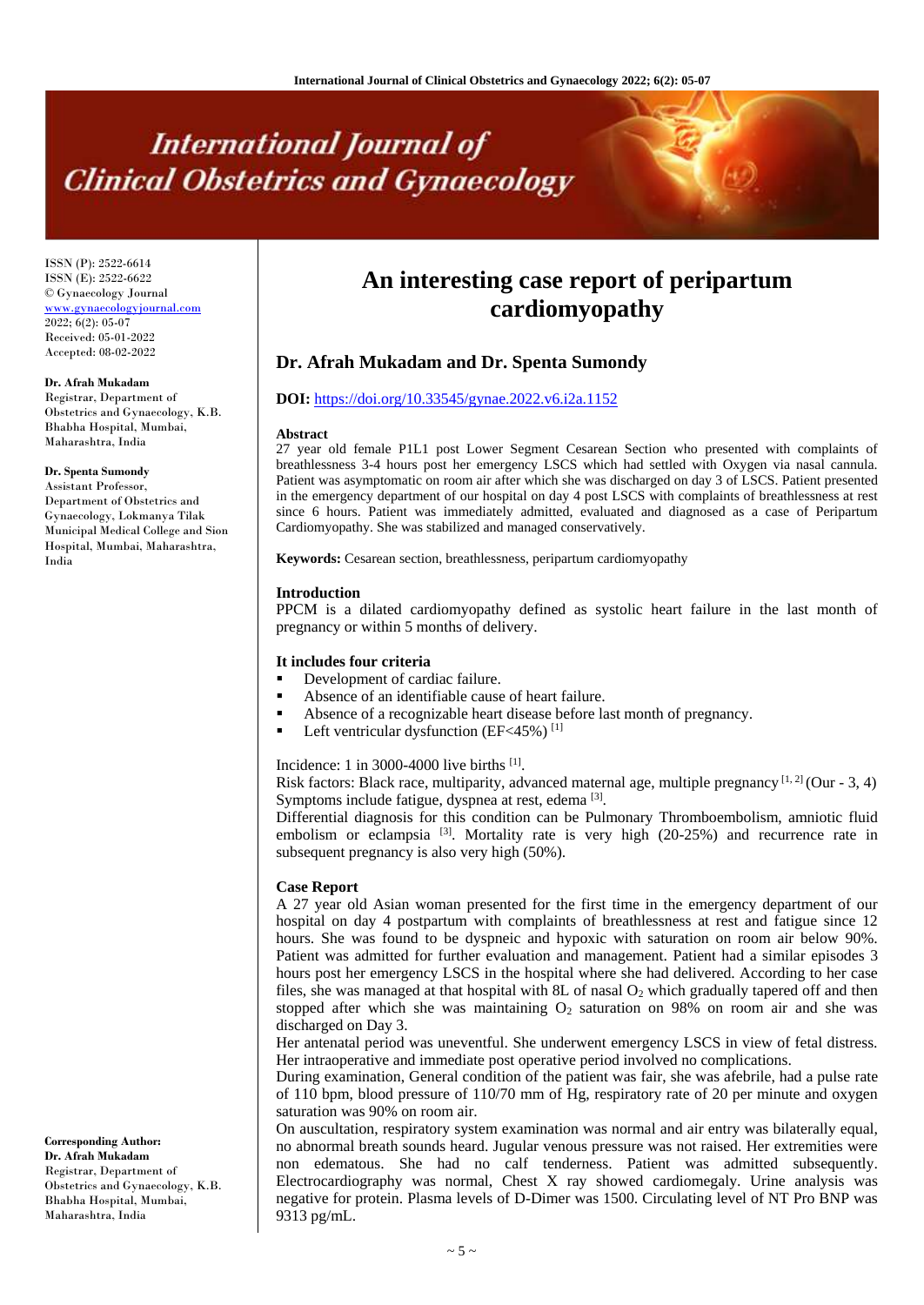# An interesting case report of peripartum cardiomyopathy

**Dr. Afrah Mukadam and Dr. Spenta Sumondy**

ISSN (P): 2522-6614
ISSN (E): 2522-6622
© Gynaecology Journal
www.gynaecologyjournal.com
2022; 6(2): 05-07
Received: 05-01-2022
Accepted: 08-02-2022

**Dr. Afrah Mukadam**
Registrar, Department of Obstetrics and Gynaecology, K.B. Bhabha Hospital, Mumbai, Maharashtra, India

**Dr. Spenta Sumondy**
Assistant Professor, Department of Obstetrics and Gynaecology, Lokmanya Tilak Municipal Medical College and Sion Hospital, Mumbai, Maharashtra, India

**Corresponding Author:**
**Dr. Afrah Mukadam**
Registrar, Department of Obstetrics and Gynaecology, K.B. Bhabha Hospital, Mumbai, Maharashtra, India

**DOI:** https://doi.org/10.33545/gynae.2022.v6.i2a.1152

## Abstract

27 year old female P1L1 post Lower Segment Cesarean Section who presented with complaints of breathlessness 3-4 hours post her emergency LSCS which had settled with Oxygen via nasal cannula. Patient was asymptomatic on room air after which she was discharged on day 3 of LSCS. Patient presented in the emergency department of our hospital on day 4 post LSCS with complaints of breathlessness at rest since 6 hours. Patient was immediately admitted, evaluated and diagnosed as a case of Peripartum Cardiomyopathy. She was stabilized and managed conservatively.

**Keywords:** Cesarean section, breathlessness, peripartum cardiomyopathy

## Introduction

PPCM is a dilated cardiomyopathy defined as systolic heart failure in the last month of pregnancy or within 5 months of delivery.

### It includes four criteria

- Development of cardiac failure.
- Absence of an identifiable cause of heart failure.
- Absence of a recognizable heart disease before last month of pregnancy.
- Left ventricular dysfunction (EF<45%) [1]

Incidence: 1 in 3000-4000 live births [1].
Risk factors: Black race, multiparity, advanced maternal age, multiple pregnancy [1, 2] (Our - 3, 4)
Symptoms include fatigue, dyspnea at rest, edema [3].
Differential diagnosis for this condition can be Pulmonary Thromboembolism, amniotic fluid embolism or eclampsia [3]. Mortality rate is very high (20-25%) and recurrence rate in subsequent pregnancy is also very high (50%).

## Case Report

A 27 year old Asian woman presented for the first time in the emergency department of our hospital on day 4 postpartum with complaints of breathlessness at rest and fatigue since 12 hours. She was found to be dyspneic and hypoxic with saturation on room air below 90%. Patient was admitted for further evaluation and management. Patient had a similar episodes 3 hours post her emergency LSCS in the hospital where she had delivered. According to her case files, she was managed at that hospital with 8L of nasal $O_2$ which gradually tapered off and then stopped after which she was maintaining $O_2$ saturation on 98% on room air and she was discharged on Day 3.

Her antenatal period was uneventful. She underwent emergency LSCS in view of fetal distress. Her intraoperative and immediate post operative period involved no complications.

During examination, General condition of the patient was fair, she was afebrile, had a pulse rate of 110 bpm, blood pressure of 110/70 mm of Hg, respiratory rate of 20 per minute and oxygen saturation was 90% on room air.

On auscultation, respiratory system examination was normal and air entry was bilaterally equal, no abnormal breath sounds heard. Jugular venous pressure was not raised. Her extremities were non edematous. She had no calf tenderness. Patient was admitted subsequently. Electrocardiography was normal, Chest X ray showed cardiomegaly. Urine analysis was negative for protein. Plasma levels of D-Dimer was 1500. Circulating level of NT Pro BNP was 9313 pg/mL.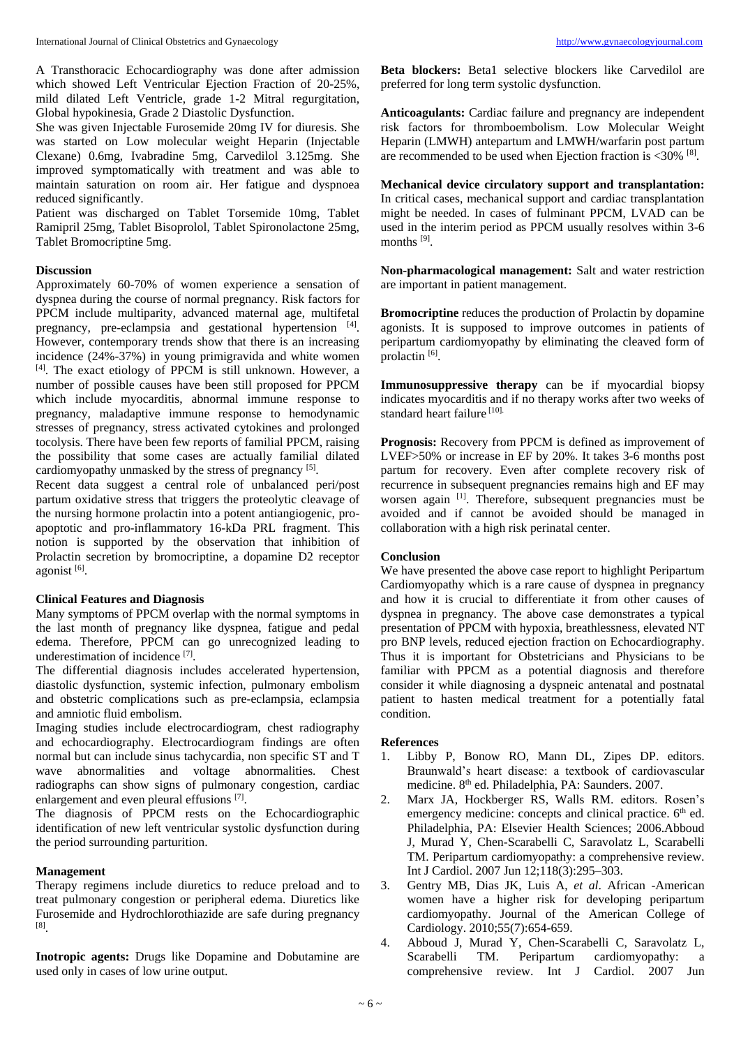A Transthoracic Echocardiography was done after admission which showed Left Ventricular Ejection Fraction of 20-25%, mild dilated Left Ventricle, grade 1-2 Mitral regurgitation, Global hypokinesia, Grade 2 Diastolic Dysfunction.

She was given Injectable Furosemide 20mg IV for diuresis. She was started on Low molecular weight Heparin (Injectable Clexane) 0.6mg, Ivabradine 5mg, Carvedilol 3.125mg. She improved symptomatically with treatment and was able to maintain saturation on room air. Her fatigue and dyspnoea reduced significantly.

Patient was discharged on Tablet Torsemide 10mg, Tablet Ramipril 25mg, Tablet Bisoprolol, Tablet Spironolactone 25mg, Tablet Bromocriptine 5mg.

## Discussion

Approximately 60-70% of women experience a sensation of dyspnea during the course of normal pregnancy. Risk factors for PPCM include multiparity, advanced maternal age, multifetal pregnancy, pre-eclampsia and gestational hypertension [4]. However, contemporary trends show that there is an increasing incidence (24%-37%) in young primigravida and white women [4]. The exact etiology of PPCM is still unknown. However, a number of possible causes have been still proposed for PPCM which include myocarditis, abnormal immune response to pregnancy, maladaptive immune response to hemodynamic stresses of pregnancy, stress activated cytokines and prolonged tocolysis. There have been few reports of familial PPCM, raising the possibility that some cases are actually familial dilated cardiomyopathy unmasked by the stress of pregnancy [5].

Recent data suggest a central role of unbalanced peri/post partum oxidative stress that triggers the proteolytic cleavage of the nursing hormone prolactin into a potent antiangiogenic, pro-apoptotic and pro-inflammatory 16-kDa PRL fragment. This notion is supported by the observation that inhibition of Prolactin secretion by bromocriptine, a dopamine D2 receptor agonist [6].

## Clinical Features and Diagnosis

Many symptoms of PPCM overlap with the normal symptoms in the last month of pregnancy like dyspnea, fatigue and pedal edema. Therefore, PPCM can go unrecognized leading to underestimation of incidence [7].

The differential diagnosis includes accelerated hypertension, diastolic dysfunction, systemic infection, pulmonary embolism and obstetric complications such as pre-eclampsia, eclampsia and amniotic fluid embolism.

Imaging studies include electrocardiogram, chest radiography and echocardiography. Electrocardiogram findings are often normal but can include sinus tachycardia, non specific ST and T wave abnormalities and voltage abnormalities. Chest radiographs can show signs of pulmonary congestion, cardiac enlargement and even pleural effusions [7].

The diagnosis of PPCM rests on the Echocardiographic identification of new left ventricular systolic dysfunction during the period surrounding parturition.

## Management

Therapy regimens include diuretics to reduce preload and to treat pulmonary congestion or peripheral edema. Diuretics like Furosemide and Hydrochlorothiazide are safe during pregnancy [8].

**Inotropic agents:** Drugs like Dopamine and Dobutamine are used only in cases of low urine output.

**Beta blockers:** Beta1 selective blockers like Carvedilol are preferred for long term systolic dysfunction.

**Anticoagulants:** Cardiac failure and pregnancy are independent risk factors for thromboembolism. Low Molecular Weight Heparin (LMWH) antepartum and LMWH/warfarin post partum are recommended to be used when Ejection fraction is <30% [8].

**Mechanical device circulatory support and transplantation:** In critical cases, mechanical support and cardiac transplantation might be needed. In cases of fulminant PPCM, LVAD can be used in the interim period as PPCM usually resolves within 3-6 months [9].

**Non-pharmacological management:** Salt and water restriction are important in patient management.

**Bromocriptine** reduces the production of Prolactin by dopamine agonists. It is supposed to improve outcomes in patients of peripartum cardiomyopathy by eliminating the cleaved form of prolactin [6].

**Immunosuppressive therapy** can be if myocardial biopsy indicates myocarditis and if no therapy works after two weeks of standard heart failure [10].

**Prognosis:** Recovery from PPCM is defined as improvement of LVEF>50% or increase in EF by 20%. It takes 3-6 months post partum for recovery. Even after complete recovery risk of recurrence in subsequent pregnancies remains high and EF may worsen again [1]. Therefore, subsequent pregnancies must be avoided and if cannot be avoided should be managed in collaboration with a high risk perinatal center.

## Conclusion

We have presented the above case report to highlight Peripartum Cardiomyopathy which is a rare cause of dyspnea in pregnancy and how it is crucial to differentiate it from other causes of dyspnea in pregnancy. The above case demonstrates a typical presentation of PPCM with hypoxia, breathlessness, elevated NT pro BNP levels, reduced ejection fraction on Echocardiography. Thus it is important for Obstetricians and Physicians to be familiar with PPCM as a potential diagnosis and therefore consider it while diagnosing a dyspneic antenatal and postnatal patient to hasten medical treatment for a potentially fatal condition.

## References

1. Libby P, Bonow RO, Mann DL, Zipes DP. editors. Braunwald's heart disease: a textbook of cardiovascular medicine. 8th ed. Philadelphia, PA: Saunders. 2007.
2. Marx JA, Hockberger RS, Walls RM. editors. Rosen's emergency medicine: concepts and clinical practice. 6th ed. Philadelphia, PA: Elsevier Health Sciences; 2006.Abboud J, Murad Y, Chen-Scarabelli C, Saravolatz L, Scarabelli TM. Peripartum cardiomyopathy: a comprehensive review. Int J Cardiol. 2007 Jun 12;118(3):295–303.
3. Gentry MB, Dias JK, Luis A, *et al*. African -American women have a higher risk for developing peripartum cardiomyopathy. Journal of the American College of Cardiology. 2010;55(7):654-659.
4. Abboud J, Murad Y, Chen-Scarabelli C, Saravolatz L, Scarabelli TM. Peripartum cardiomyopathy: a comprehensive review. Int J Cardiol. 2007 Jun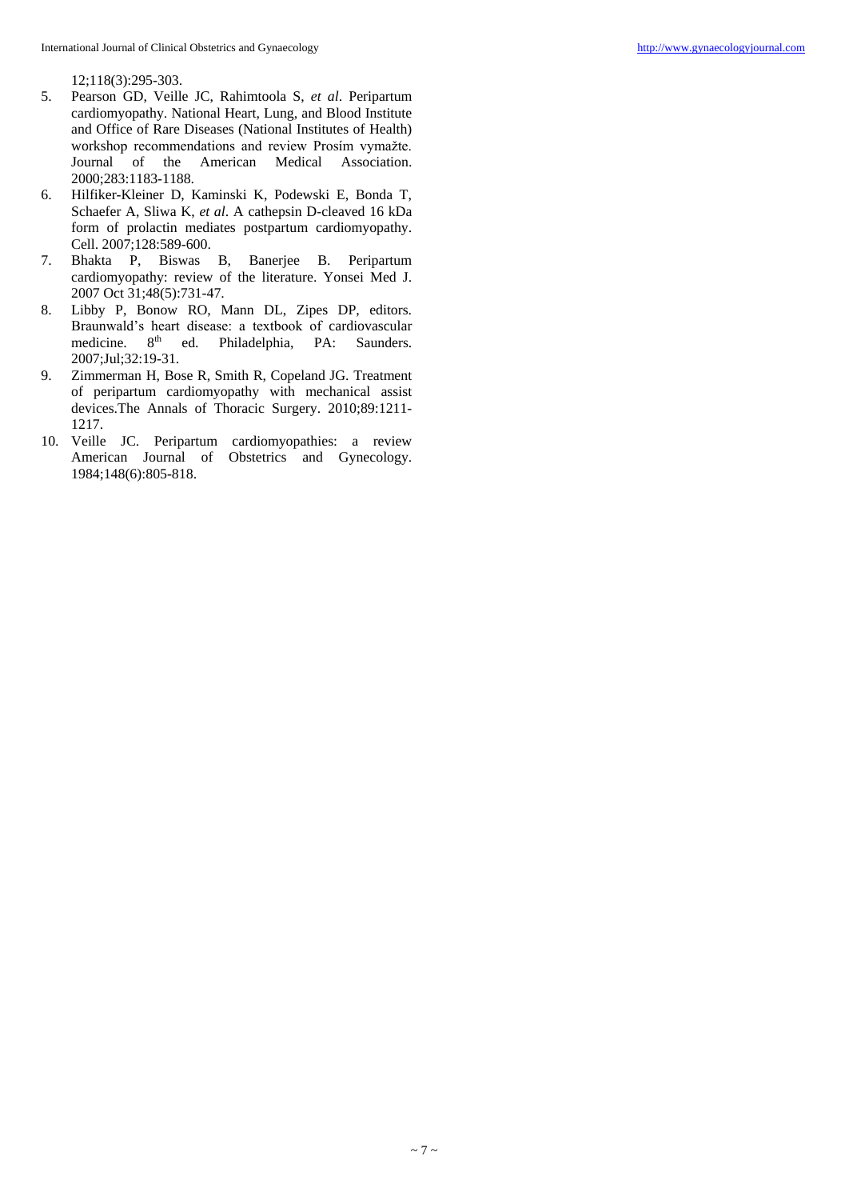12;118(3):295-303.

5. Pearson GD, Veille JC, Rahimtoola S, *et al*. Peripartum cardiomyopathy. National Heart, Lung, and Blood Institute and Office of Rare Diseases (National Institutes of Health) workshop recommendations and review Prosím vymažte. Journal of the American Medical Association. 2000;283:1183-1188.
6. Hilfiker-Kleiner D, Kaminski K, Podewski E, Bonda T, Schaefer A, Sliwa K, *et al*. A cathepsin D-cleaved 16 kDa form of prolactin mediates postpartum cardiomyopathy. Cell. 2007;128:589-600.
7. Bhakta P, Biswas B, Banerjee B. Peripartum cardiomyopathy: review of the literature. Yonsei Med J. 2007 Oct 31;48(5):731-47.
8. Libby P, Bonow RO, Mann DL, Zipes DP, editors. Braunwald's heart disease: a textbook of cardiovascular medicine. 8th ed. Philadelphia, PA: Saunders. 2007;Jul;32:19-31.
9. Zimmerman H, Bose R, Smith R, Copeland JG. Treatment of peripartum cardiomyopathy with mechanical assist devices.The Annals of Thoracic Surgery. 2010;89:1211-1217.
10. Veille JC. Peripartum cardiomyopathies: a review American Journal of Obstetrics and Gynecology. 1984;148(6):805-818.